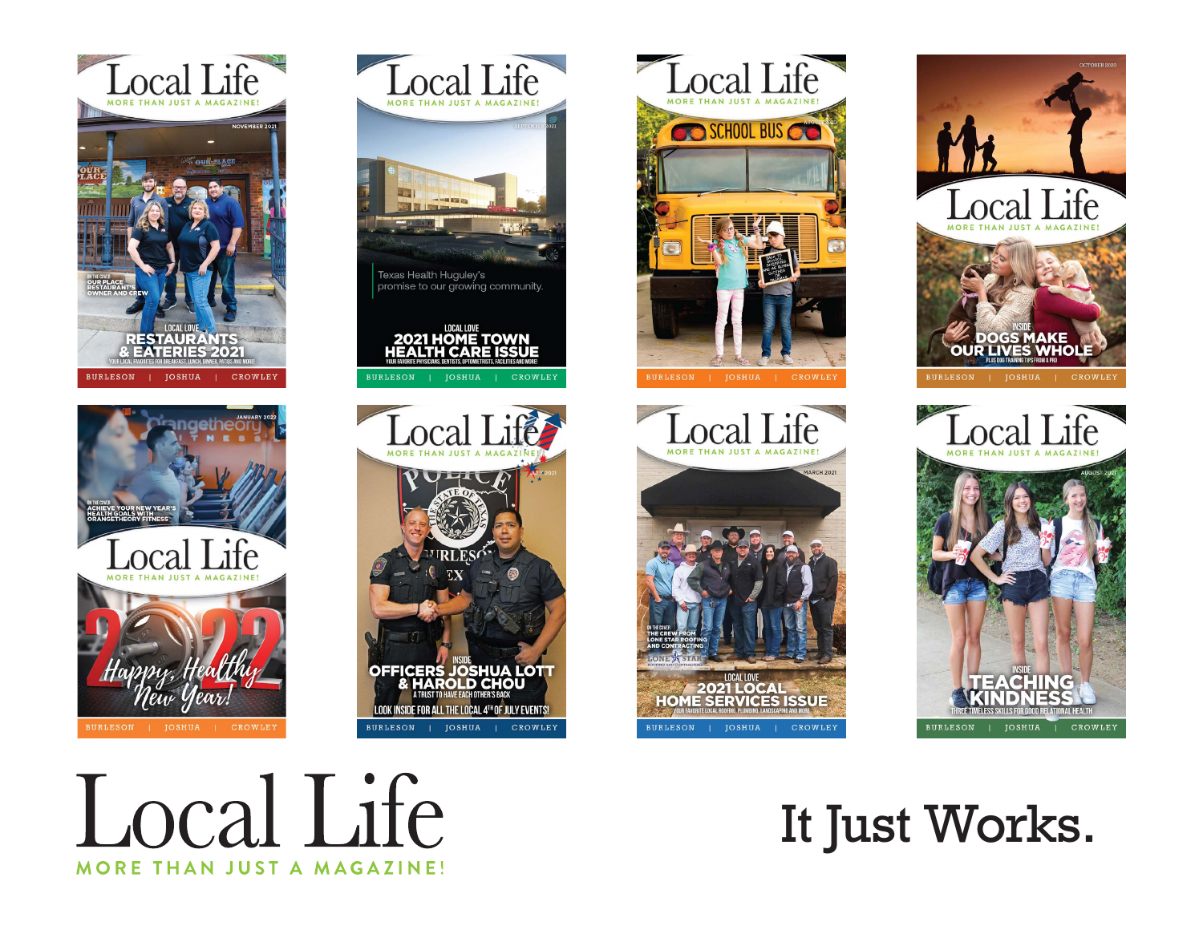# Local Life

MORE THAN JUST A MAGAZINE!

It Just Works.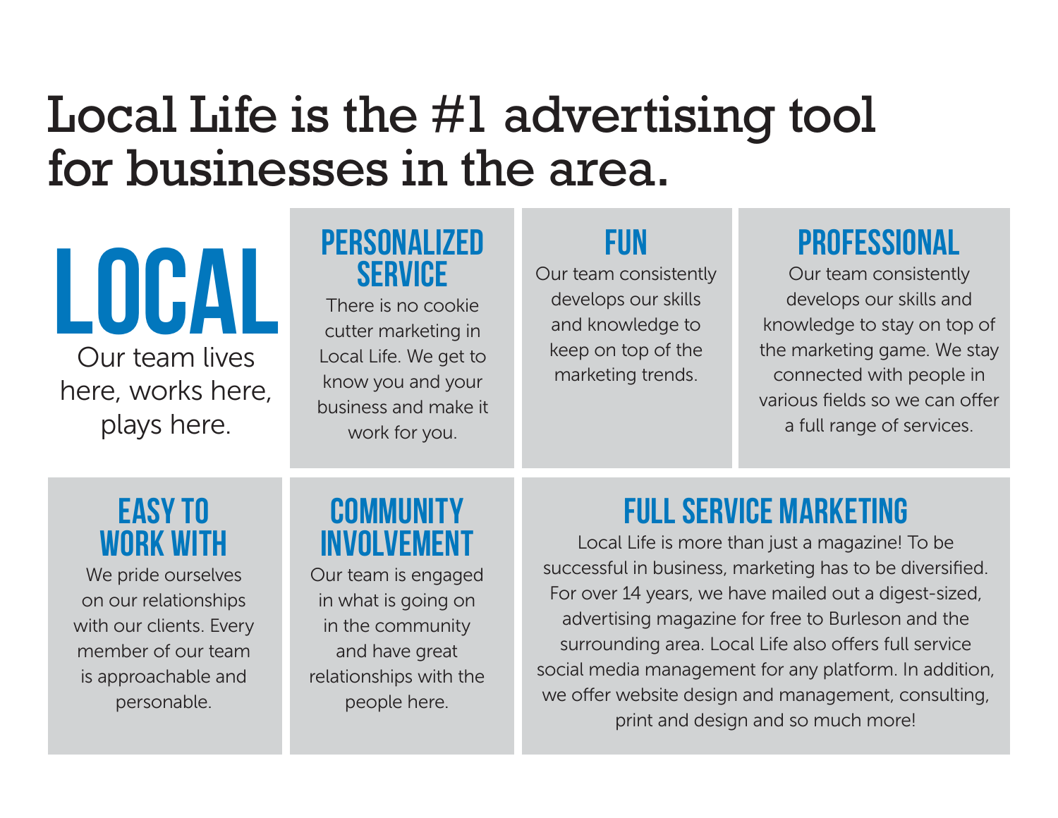# Local Life is the #1 advertising tool for businesses in the area.

## LOCAL

Our team lives here, works here, plays here.

## PERSONALIZED SERVICE

There is no cookie cutter marketing in Local Life. We get to know you and your business and make it work for you.

## FUN

Our team consistently develops our skills and knowledge to keep on top of the marketing trends.

## PROFESSIONAL

Our team consistently develops our skills and knowledge to stay on top of the marketing game. We stay connected with people in various fields so we can offer a full range of services.

## EASY TO WORK WITH

We pride ourselves on our relationships with our clients. Every member of our team is approachable and personable.

## COMMUNITY INVOLVEMENT

Our team is engaged in what is going on in the community and have great relationships with the people here.

## FULL SERVICE MARKETING

Local Life is more than just a magazine! To be successful in business, marketing has to be diversified. For over 14 years, we have mailed out a digest-sized, advertising magazine for free to Burleson and the surrounding area. Local Life also offers full service social media management for any platform. In addition, we offer website design and management, consulting, print and design and so much more!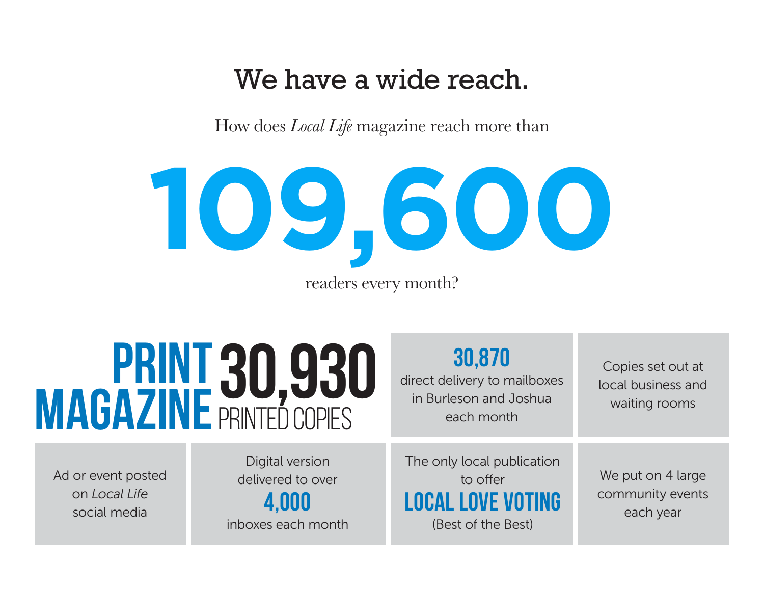# We have a wide reach.

How does *Local Life* magazine reach more than

**109,600**

readers every month?

## PRINT MAGAZINE

**30,930** PRINTED COPIES

**30,870**
direct delivery to mailboxes in Burleson and Joshua each month

Copies set out at local business and waiting rooms

Ad or event posted on *Local Life* social media

Digital version delivered to over **4,000** inboxes each month

The only local publication to offer **LOCAL LOVE VOTING** (Best of the Best)

We put on 4 large community events each year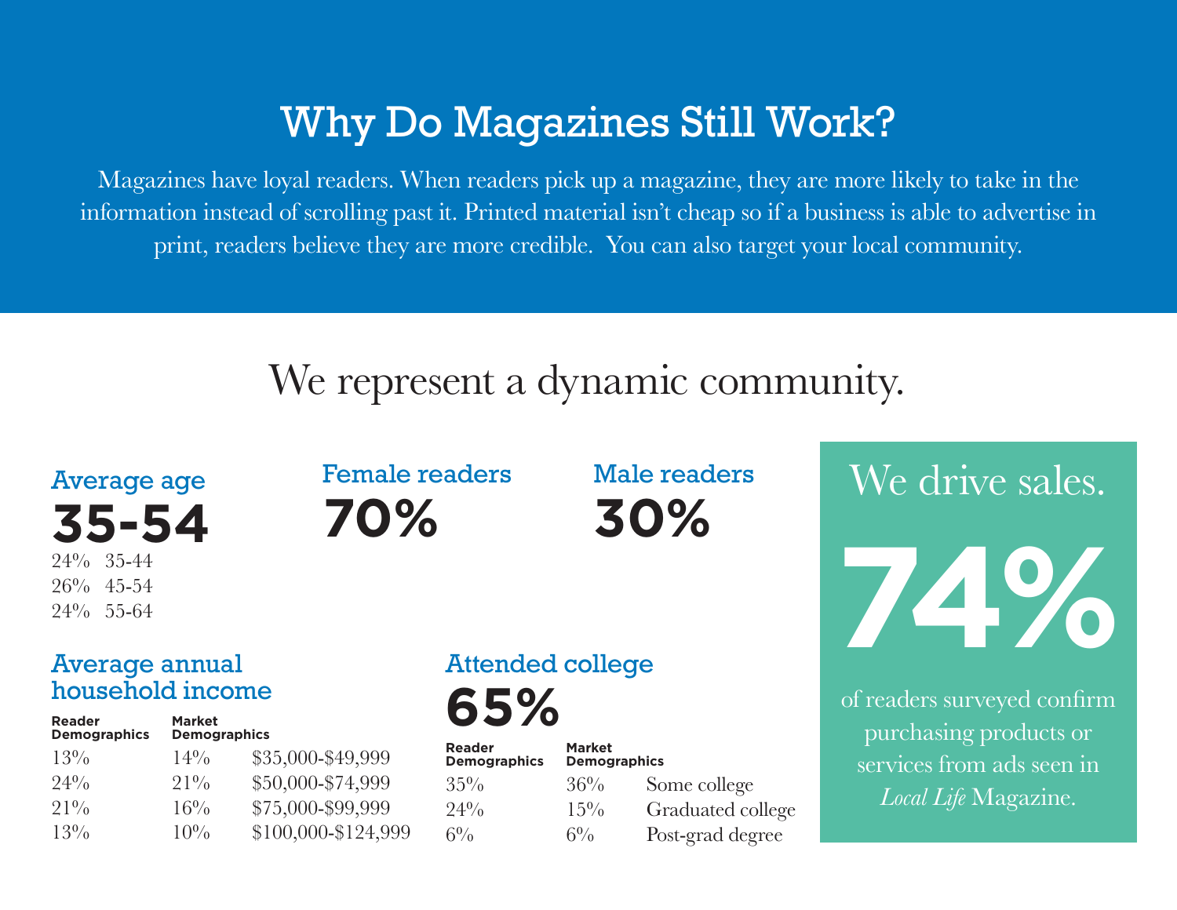# Why Do Magazines Still Work?

Magazines have loyal readers. When readers pick up a magazine, they are more likely to take in the information instead of scrolling past it. Printed material isn't cheap so if a business is able to advertise in print, readers believe they are more credible. You can also target your local community.

## We represent a dynamic community.

### Average age

**35-54**

24% 35-44
26% 45-54
24% 55-64

### Female readers

**70%**

### Male readers

**30%**

### Average annual household income

| Reader Demographics | Market Demographics | |
|---|---|---|
| 13% | 14% | $35,000-$49,999 |
| 24% | 21% | $50,000-$74,999 |
| 21% | 16% | $75,000-$99,999 |
| 13% | 10% | $100,000-$124,999 |

### Attended college

**65%**

| Reader Demographics | Market Demographics | |
|---|---|---|
| 35% | 36% | Some college |
| 24% | 15% | Graduated college |
| 6% | 6% | Post-grad degree |

## We drive sales.

**74%**

of readers surveyed confirm purchasing products or services from ads seen in *Local Life* Magazine.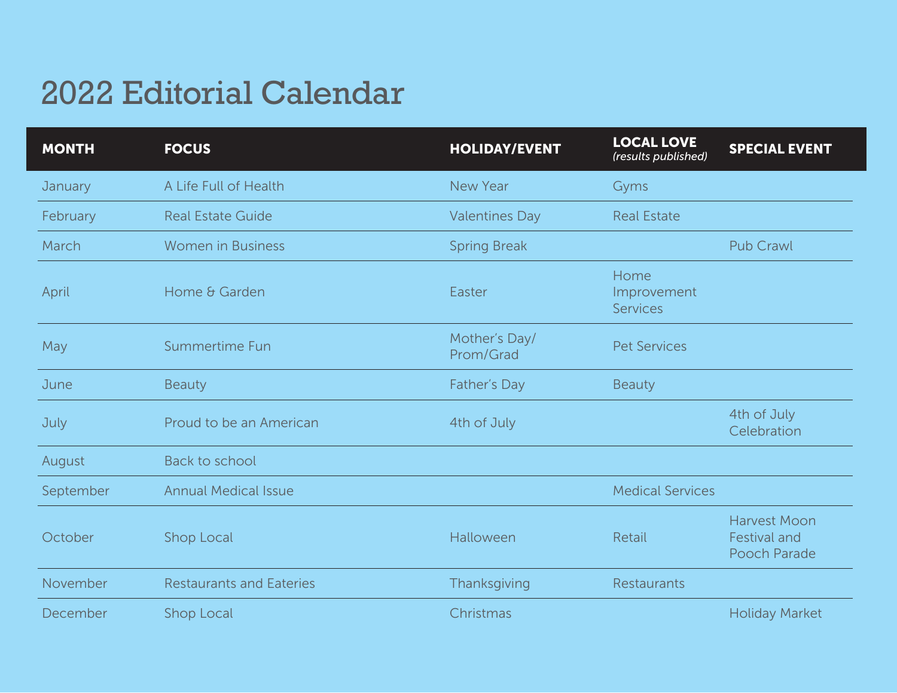# 2022 Editorial Calendar

| MONTH | FOCUS | HOLIDAY/EVENT | LOCAL LOVE *(results published)* | SPECIAL EVENT |
|---|---|---|---|---|
| January | A Life Full of Health | New Year | Gyms | |
| February | Real Estate Guide | Valentines Day | Real Estate | |
| March | Women in Business | Spring Break | | Pub Crawl |
| April | Home & Garden | Easter | Home Improvement Services | |
| May | Summertime Fun | Mother's Day/ Prom/Grad | Pet Services | |
| June | Beauty | Father's Day | Beauty | |
| July | Proud to be an American | 4th of July | | 4th of July Celebration |
| August | Back to school | | | |
| September | Annual Medical Issue | | Medical Services | |
| October | Shop Local | Halloween | Retail | Harvest Moon Festival and Pooch Parade |
| November | Restaurants and Eateries | Thanksgiving | Restaurants | |
| December | Shop Local | Christmas | | Holiday Market |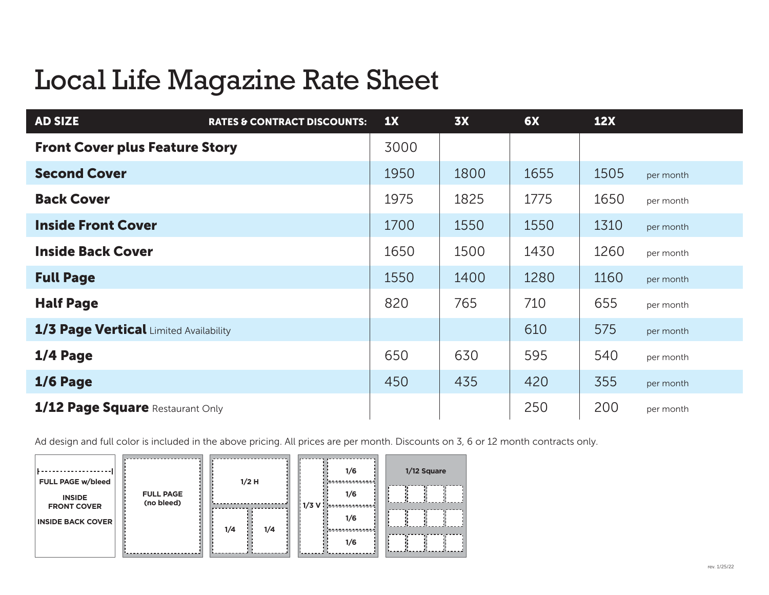# Local Life Magazine Rate Sheet

| AD SIZE | RATES & CONTRACT DISCOUNTS: 1X | 3X | 6X | 12X | |
|---|---|---|---|---|---|
| **Front Cover plus Feature Story** | 3000 | | | | |
| **Second Cover** | 1950 | 1800 | 1655 | 1505 | per month |
| **Back Cover** | 1975 | 1825 | 1775 | 1650 | per month |
| **Inside Front Cover** | 1700 | 1550 | 1550 | 1310 | per month |
| **Inside Back Cover** | 1650 | 1500 | 1430 | 1260 | per month |
| **Full Page** | 1550 | 1400 | 1280 | 1160 | per month |
| **Half Page** | 820 | 765 | 710 | 655 | per month |
| **1/3 Page Vertical** Limited Availability | | | 610 | 575 | per month |
| **1/4 Page** | 650 | 630 | 595 | 540 | per month |
| **1/6 Page** | 450 | 435 | 420 | 355 | per month |
| **1/12 Page Square** Restaurant Only | | | 250 | 200 | per month |

Ad design and full color is included in the above pricing. All prices are per month. Discounts on 3, 6 or 12 month contracts only.

FULL PAGE w/bleed | INSIDE FRONT COVER | INSIDE BACK COVER

FULL PAGE (no bleed)

1/2 H | 1/4 | 1/4

1/3 V | 1/6 | 1/6 | 1/6 | 1/6

1/12 Square

rev. 1/25/22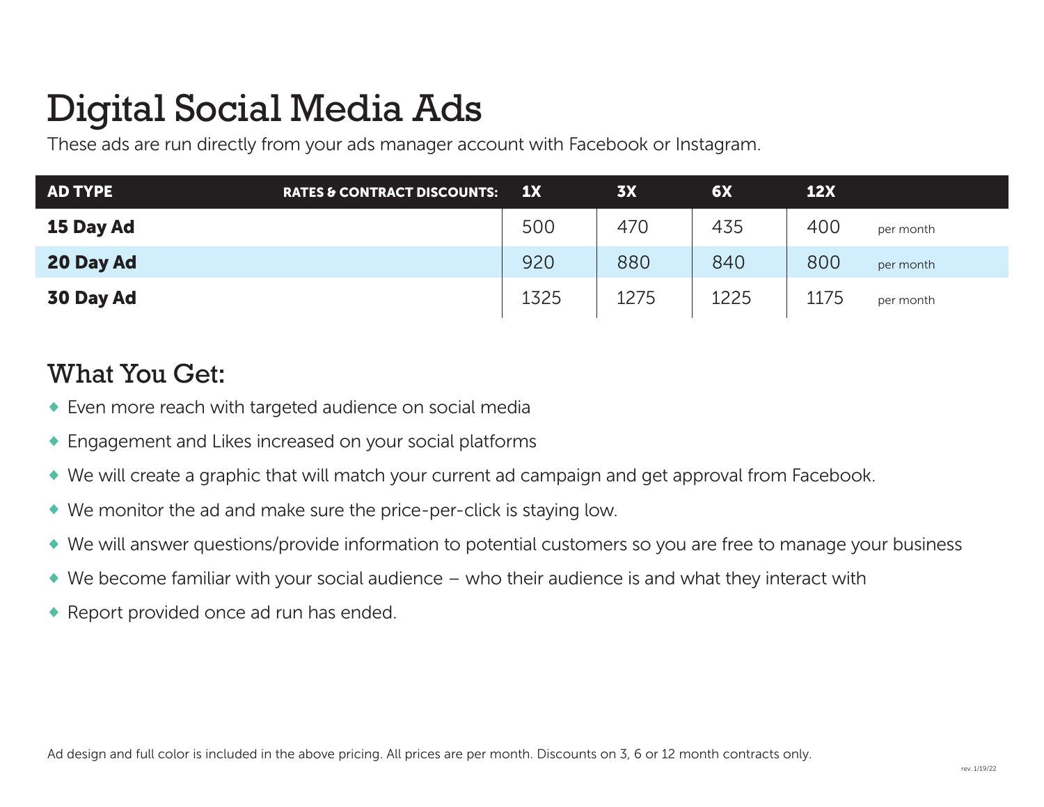# Digital Social Media Ads

These ads are run directly from your ads manager account with Facebook or Instagram.

| AD TYPE | RATES & CONTRACT DISCOUNTS: 1X | 3X | 6X | 12X | |
|---|---|---|---|---|---|
| **15 Day Ad** | 500 | 470 | 435 | 400 | per month |
| **20 Day Ad** | 920 | 880 | 840 | 800 | per month |
| **30 Day Ad** | 1325 | 1275 | 1225 | 1175 | per month |

## What You Get:

- Even more reach with targeted audience on social media
- Engagement and Likes increased on your social platforms
- We will create a graphic that will match your current ad campaign and get approval from Facebook.
- We monitor the ad and make sure the price-per-click is staying low.
- We will answer questions/provide information to potential customers so you are free to manage your business
- We become familiar with your social audience – who their audience is and what they interact with
- Report provided once ad run has ended.

Ad design and full color is included in the above pricing. All prices are per month. Discounts on 3, 6 or 12 month contracts only.

rev. 1/19/22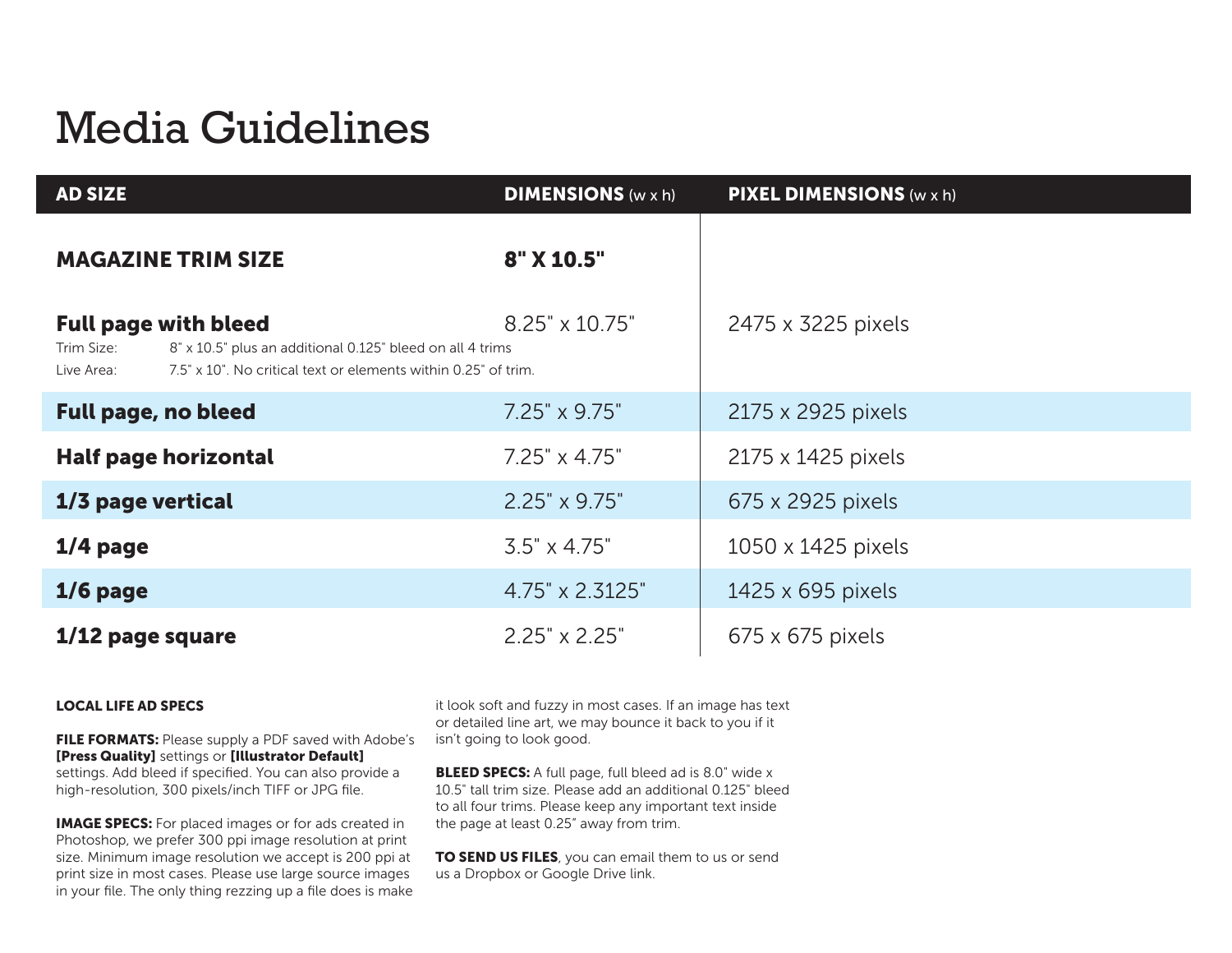# Media Guidelines

| AD SIZE | DIMENSIONS (w x h) | PIXEL DIMENSIONS (w x h) |
|---|---|---|
| **MAGAZINE TRIM SIZE** | **8" X 10.5"** | |
| **Full page with bleed**<br>Trim Size: 8" x 10.5" plus an additional 0.125" bleed on all 4 trims<br>Live Area: 7.5" x 10". No critical text or elements within 0.25" of trim. | 8.25" x 10.75" | 2475 x 3225 pixels |
| **Full page, no bleed** | 7.25" x 9.75" | 2175 x 2925 pixels |
| **Half page horizontal** | 7.25" x 4.75" | 2175 x 1425 pixels |
| **1/3 page vertical** | 2.25" x 9.75" | 675 x 2925 pixels |
| **1/4 page** | 3.5" x 4.75" | 1050 x 1425 pixels |
| **1/6 page** | 4.75" x 2.3125" | 1425 x 695 pixels |
| **1/12 page square** | 2.25" x 2.25" | 675 x 675 pixels |

**LOCAL LIFE AD SPECS**

**FILE FORMATS:** Please supply a PDF saved with Adobe's **[Press Quality]** settings or **[Illustrator Default]** settings. Add bleed if specified. You can also provide a high-resolution, 300 pixels/inch TIFF or JPG file.

**IMAGE SPECS:** For placed images or for ads created in Photoshop, we prefer 300 ppi image resolution at print size. Minimum image resolution we accept is 200 ppi at print size in most cases. Please use large source images in your file. The only thing rezzing up a file does is make it look soft and fuzzy in most cases. If an image has text or detailed line art, we may bounce it back to you if it isn't going to look good.

**BLEED SPECS:** A full page, full bleed ad is 8.0" wide x 10.5" tall trim size. Please add an additional 0.125" bleed to all four trims. Please keep any important text inside the page at least 0.25" away from trim.

**TO SEND US FILES**, you can email them to us or send us a Dropbox or Google Drive link.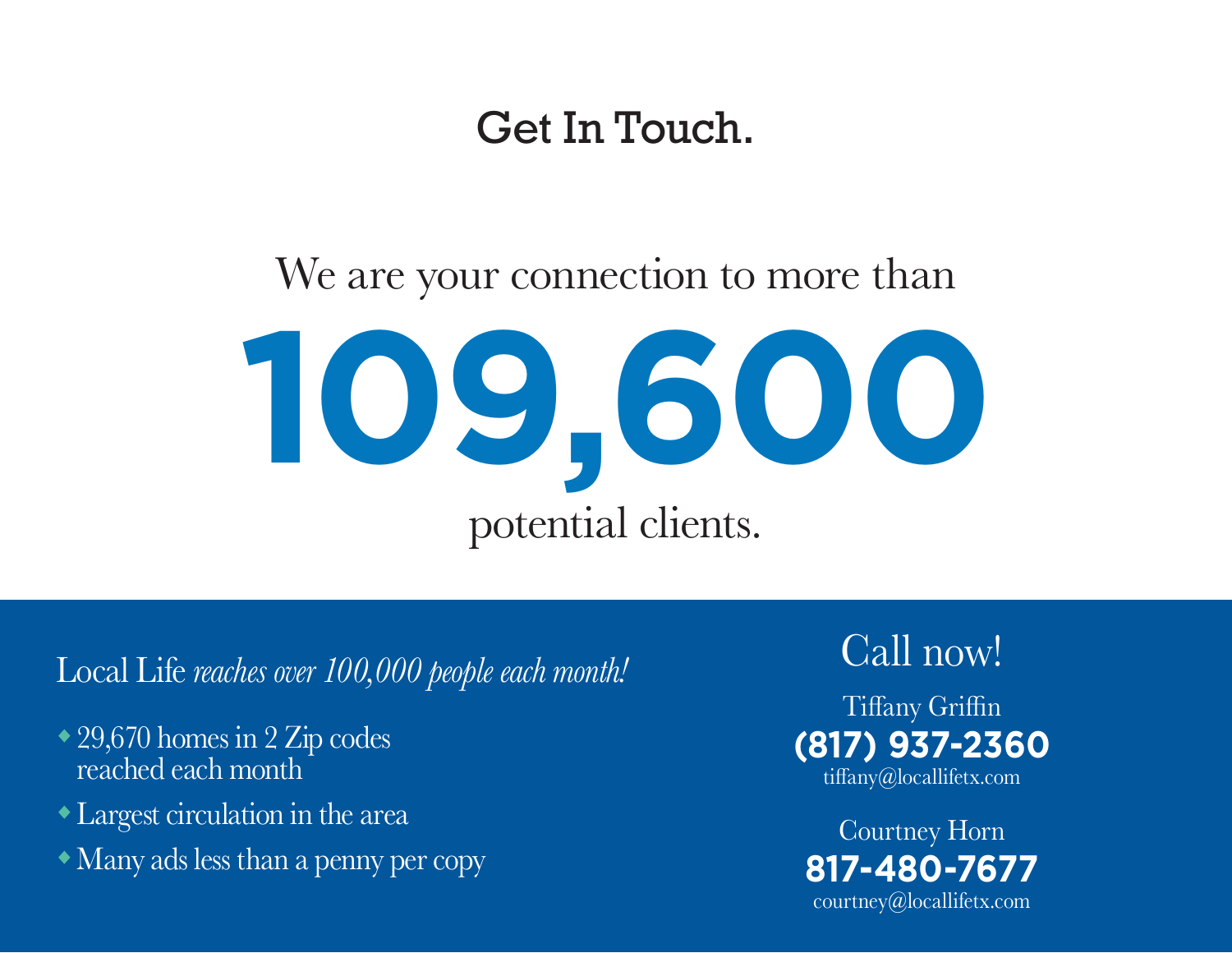# Get In Touch.

We are your connection to more than

# 109,600

potential clients.

Local Life *reaches over 100,000 people each month!*

- 29,670 homes in 2 Zip codes reached each month
- Largest circulation in the area
- Many ads less than a penny per copy

## Call now!

Tiffany Griffin
**(817) 937-2360**
tiffany@locallifetx.com

Courtney Horn
**817-480-7677**
courtney@locallifetx.com